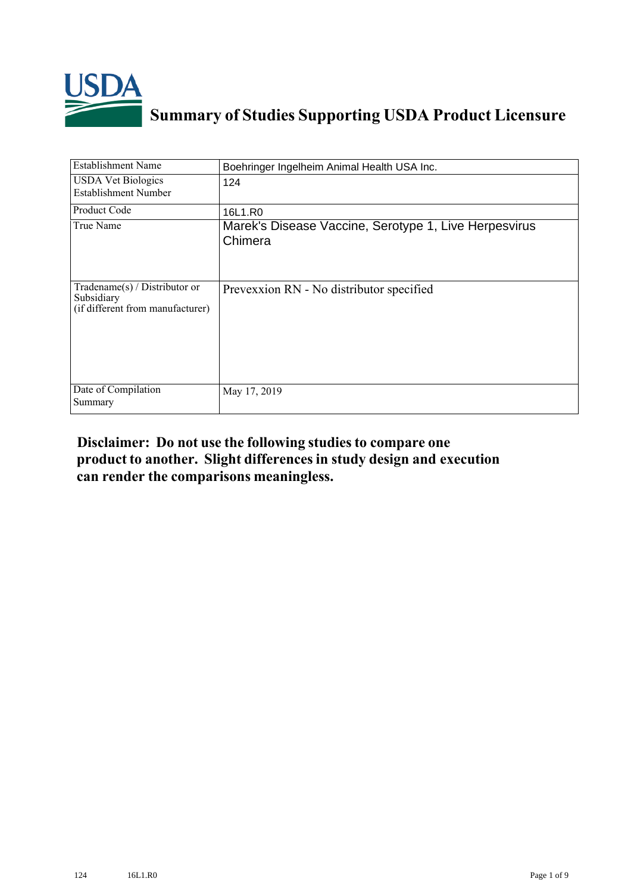# Summary of Studies Supporting USDA Product Licensure

| | |
|---|---|
| Establishment Name | Boehringer Ingelheim Animal Health USA Inc. |
| USDA Vet Biologics Establishment Number | 124 |
| Product Code | 16L1.R0 |
| True Name | Marek's Disease Vaccine, Serotype 1, Live Herpesvirus Chimera |
| Tradename(s) / Distributor or Subsidiary (if different from manufacturer) | Prevexxion RN - No distributor specified |
| Date of Compilation Summary | May 17, 2019 |

**Disclaimer: Do not use the following studies to compare one product to another. Slight differences in study design and execution can render the comparisons meaningless.**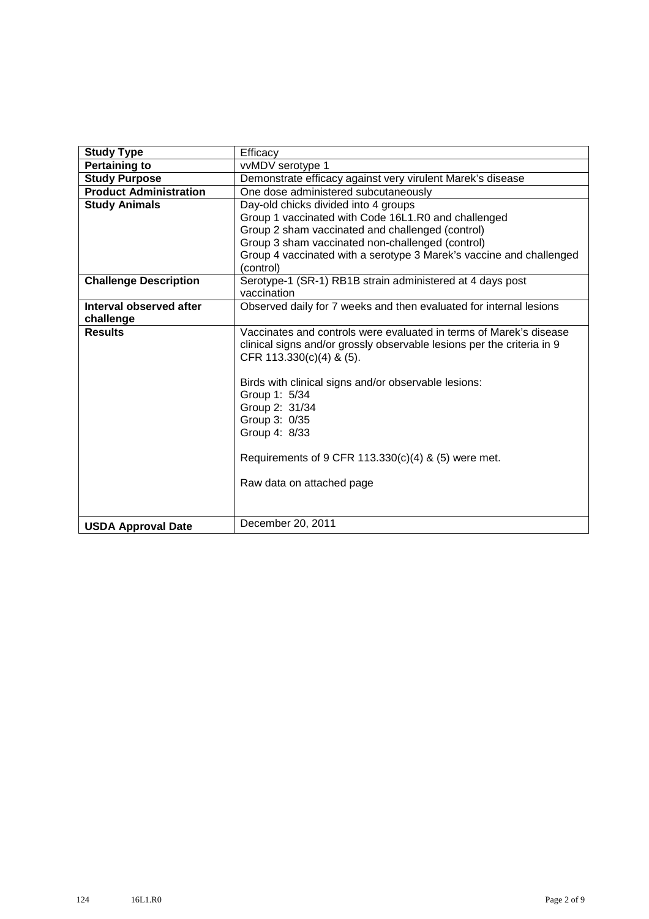| Study Type | Efficacy |
|---|---|
| **Pertaining to** | vvMDV serotype 1 |
| **Study Purpose** | Demonstrate efficacy against very virulent Marek's disease |
| **Product Administration** | One dose administered subcutaneously |
| **Study Animals** | Day-old chicks divided into 4 groups<br>Group 1 vaccinated with Code 16L1.R0 and challenged<br>Group 2 sham vaccinated and challenged (control)<br>Group 3 sham vaccinated non-challenged (control)<br>Group 4 vaccinated with a serotype 3 Marek's vaccine and challenged (control) |
| **Challenge Description** | Serotype-1 (SR-1) RB1B strain administered at 4 days post vaccination |
| **Interval observed after challenge** | Observed daily for 7 weeks and then evaluated for internal lesions |
| **Results** | Vaccinates and controls were evaluated in terms of Marek's disease clinical signs and/or grossly observable lesions per the criteria in 9 CFR 113.330(c)(4) & (5).<br><br>Birds with clinical signs and/or observable lesions:<br>Group 1: 5/34<br>Group 2: 31/34<br>Group 3: 0/35<br>Group 4: 8/33<br><br>Requirements of 9 CFR 113.330(c)(4) & (5) were met.<br><br>Raw data on attached page |
| **USDA Approval Date** | December 20, 2011 |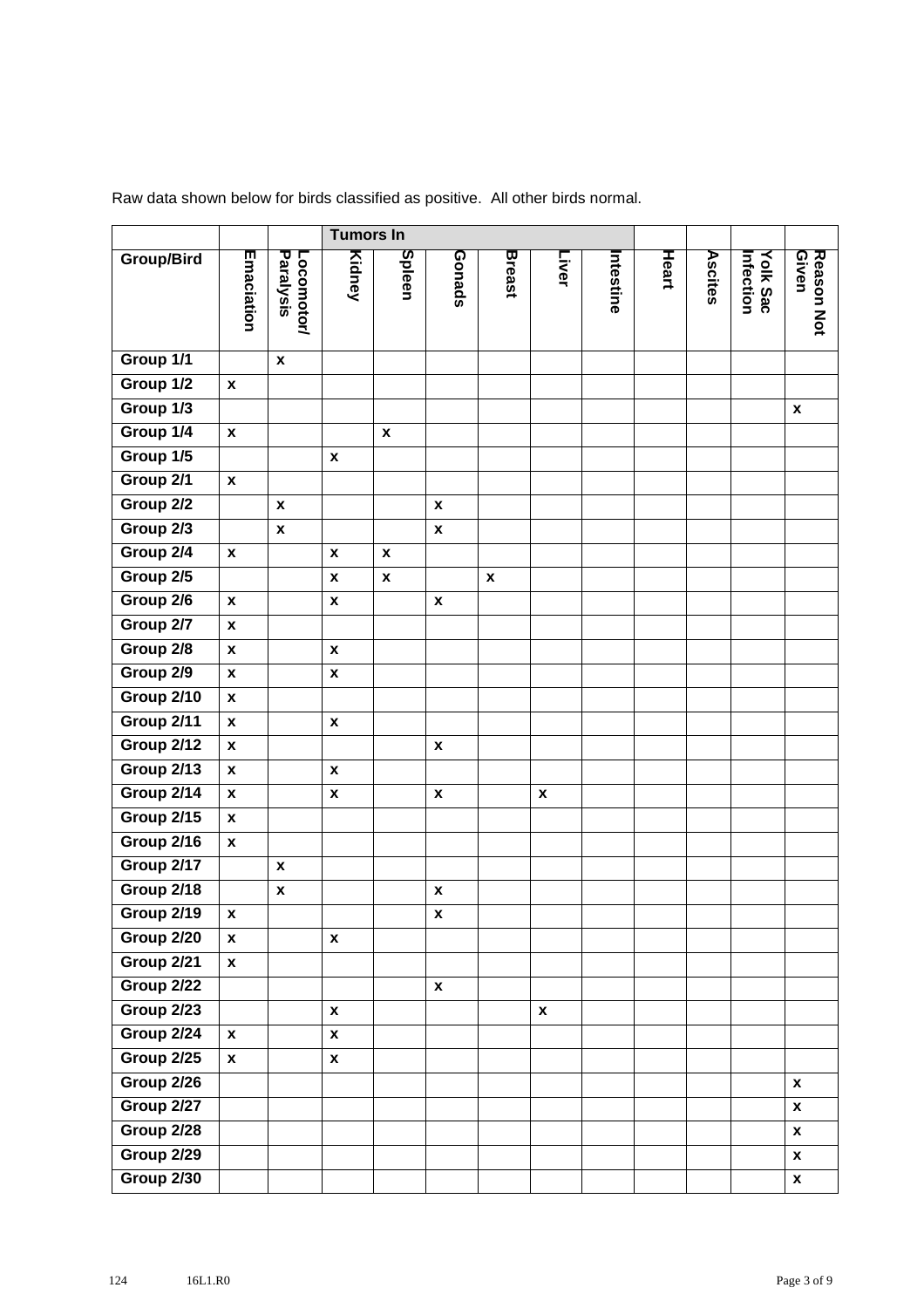Raw data shown below for birds classified as positive. All other birds normal.

| | | | Tumors In | | | | | | | | | |
|---|---|---|---|---|---|---|---|---|---|---|---|---|
| **Group/Bird** | **Emaciation** | **Locomotor/ Paralysis** | **Kidney** | **Spleen** | **Gonads** | **Breast** | **Liver** | **Intestine** | **Heart** | **Ascites** | **Yolk Sac Infection** | **Reason Not Given** |
| **Group 1/1** | | x | | | | | | | | | | |
| **Group 1/2** | x | | | | | | | | | | | |
| **Group 1/3** | | | | | | | | | | | | x |
| **Group 1/4** | x | | | x | | | | | | | | |
| **Group 1/5** | | | x | | | | | | | | | |
| **Group 2/1** | x | | | | | | | | | | | |
| **Group 2/2** | | x | | | x | | | | | | | |
| **Group 2/3** | | x | | | x | | | | | | | |
| **Group 2/4** | x | | x | x | | | | | | | | |
| **Group 2/5** | | | x | x | | x | | | | | | |
| **Group 2/6** | x | | x | | x | | | | | | | |
| **Group 2/7** | x | | | | | | | | | | | |
| **Group 2/8** | x | | x | | | | | | | | | |
| **Group 2/9** | x | | x | | | | | | | | | |
| **Group 2/10** | x | | | | | | | | | | | |
| **Group 2/11** | x | | x | | | | | | | | | |
| **Group 2/12** | x | | | | x | | | | | | | |
| **Group 2/13** | x | | x | | | | | | | | | |
| **Group 2/14** | x | | x | | x | | x | | | | | |
| **Group 2/15** | x | | | | | | | | | | | |
| **Group 2/16** | x | | | | | | | | | | | |
| **Group 2/17** | | x | | | | | | | | | | |
| **Group 2/18** | | x | | | x | | | | | | | |
| **Group 2/19** | x | | | | x | | | | | | | |
| **Group 2/20** | x | | x | | | | | | | | | |
| **Group 2/21** | x | | | | | | | | | | | |
| **Group 2/22** | | | | | x | | | | | | | |
| **Group 2/23** | | | x | | | | x | | | | | |
| **Group 2/24** | x | | x | | | | | | | | | |
| **Group 2/25** | x | | x | | | | | | | | | |
| **Group 2/26** | | | | | | | | | | | | x |
| **Group 2/27** | | | | | | | | | | | | x |
| **Group 2/28** | | | | | | | | | | | | x |
| **Group 2/29** | | | | | | | | | | | | x |
| **Group 2/30** | | | | | | | | | | | | x |

124 16L1.R0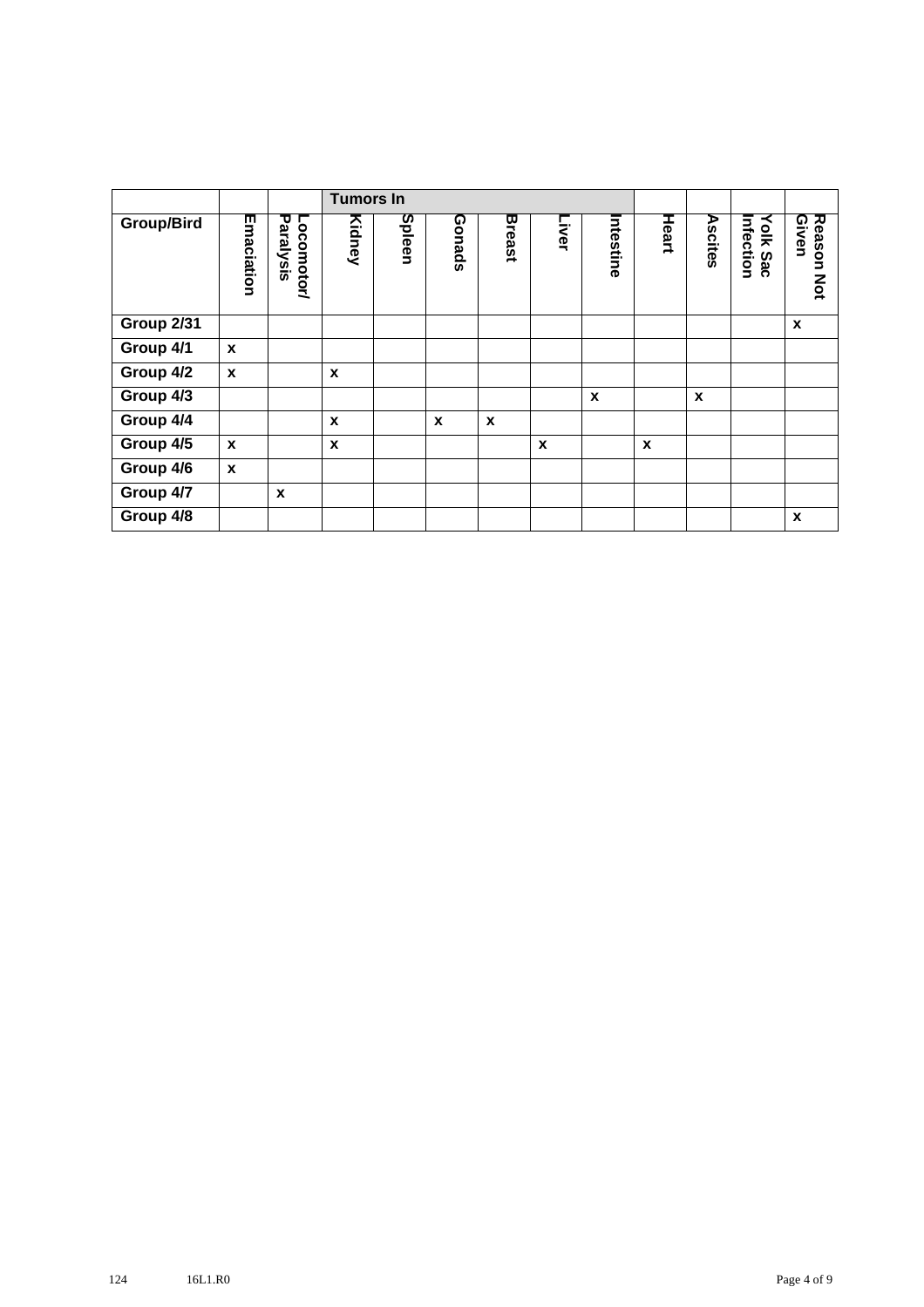| | | | Tumors In | | | | | | | | | |
|---|---|---|---|---|---|---|---|---|---|---|---|---|
| **Group/Bird** | **Emaciation** | **Locomotor/ Paralysis** | **Kidney** | **Spleen** | **Gonads** | **Breast** | **Liver** | **Intestine** | **Heart** | **Ascites** | **Yolk Sac Infection** | **Reason Not Given** |
| **Group 2/31** | | | | | | | | | | | | x |
| **Group 4/1** | x | | | | | | | | | | | |
| **Group 4/2** | x | | x | | | | | | | | | |
| **Group 4/3** | | | | | | | | x | | x | | |
| **Group 4/4** | | | x | | x | x | | | | | | |
| **Group 4/5** | x | | x | | | | x | | x | | | |
| **Group 4/6** | x | | | | | | | | | | | |
| **Group 4/7** | | x | | | | | | | | | | |
| **Group 4/8** | | | | | | | | | | | | x |

124 16L1.R0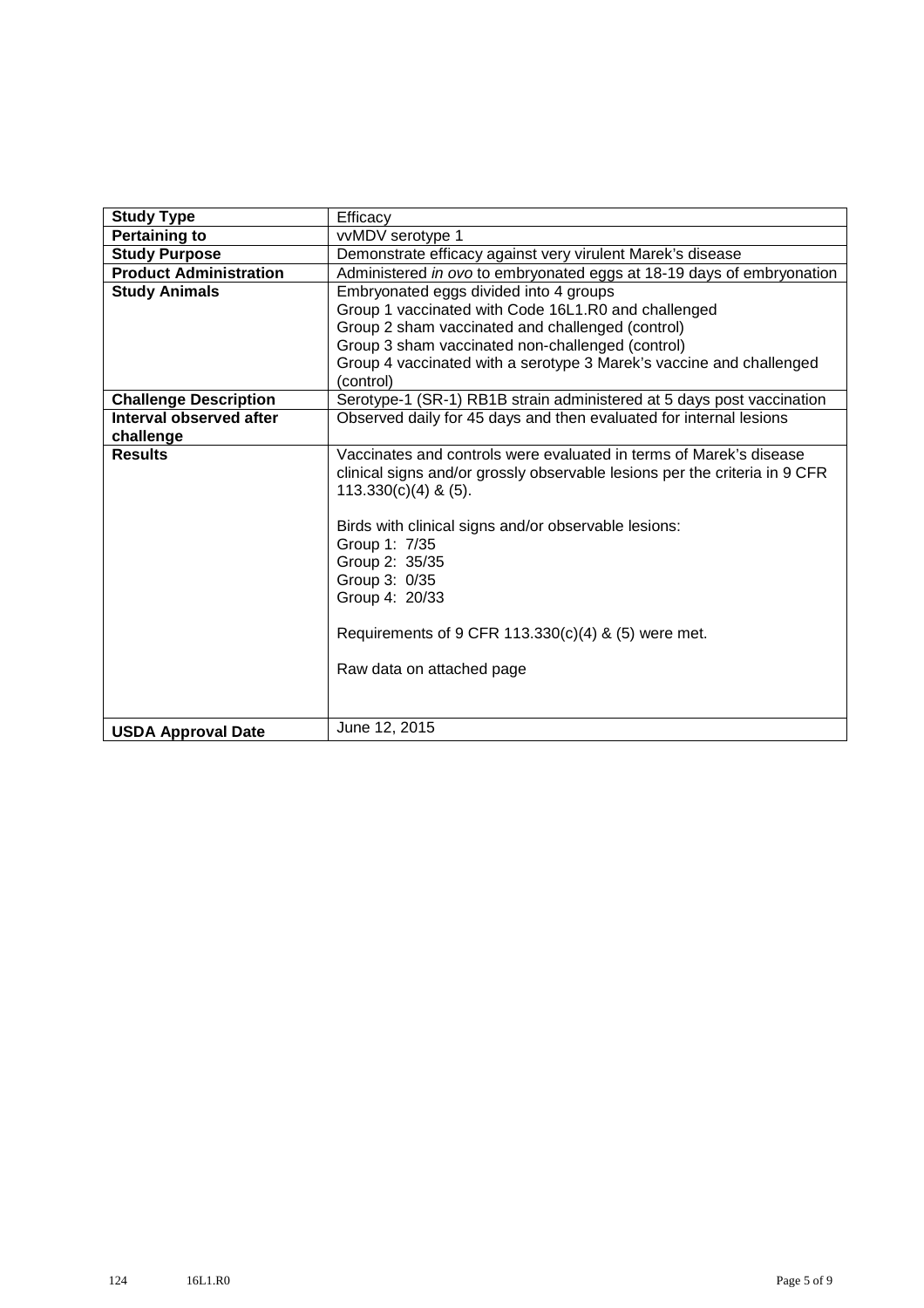| Study Type | Efficacy |
|---|---|
| **Pertaining to** | vvMDV serotype 1 |
| **Study Purpose** | Demonstrate efficacy against very virulent Marek's disease |
| **Product Administration** | Administered *in ovo* to embryonated eggs at 18-19 days of embryonation |
| **Study Animals** | Embryonated eggs divided into 4 groups<br>Group 1 vaccinated with Code 16L1.R0 and challenged<br>Group 2 sham vaccinated and challenged (control)<br>Group 3 sham vaccinated non-challenged (control)<br>Group 4 vaccinated with a serotype 3 Marek's vaccine and challenged (control) |
| **Challenge Description** | Serotype-1 (SR-1) RB1B strain administered at 5 days post vaccination |
| **Interval observed after challenge** | Observed daily for 45 days and then evaluated for internal lesions |
| **Results** | Vaccinates and controls were evaluated in terms of Marek's disease clinical signs and/or grossly observable lesions per the criteria in 9 CFR 113.330(c)(4) & (5).<br><br>Birds with clinical signs and/or observable lesions:<br>Group 1: 7/35<br>Group 2: 35/35<br>Group 3: 0/35<br>Group 4: 20/33<br><br>Requirements of 9 CFR 113.330(c)(4) & (5) were met.<br><br>Raw data on attached page |
| **USDA Approval Date** | June 12, 2015 |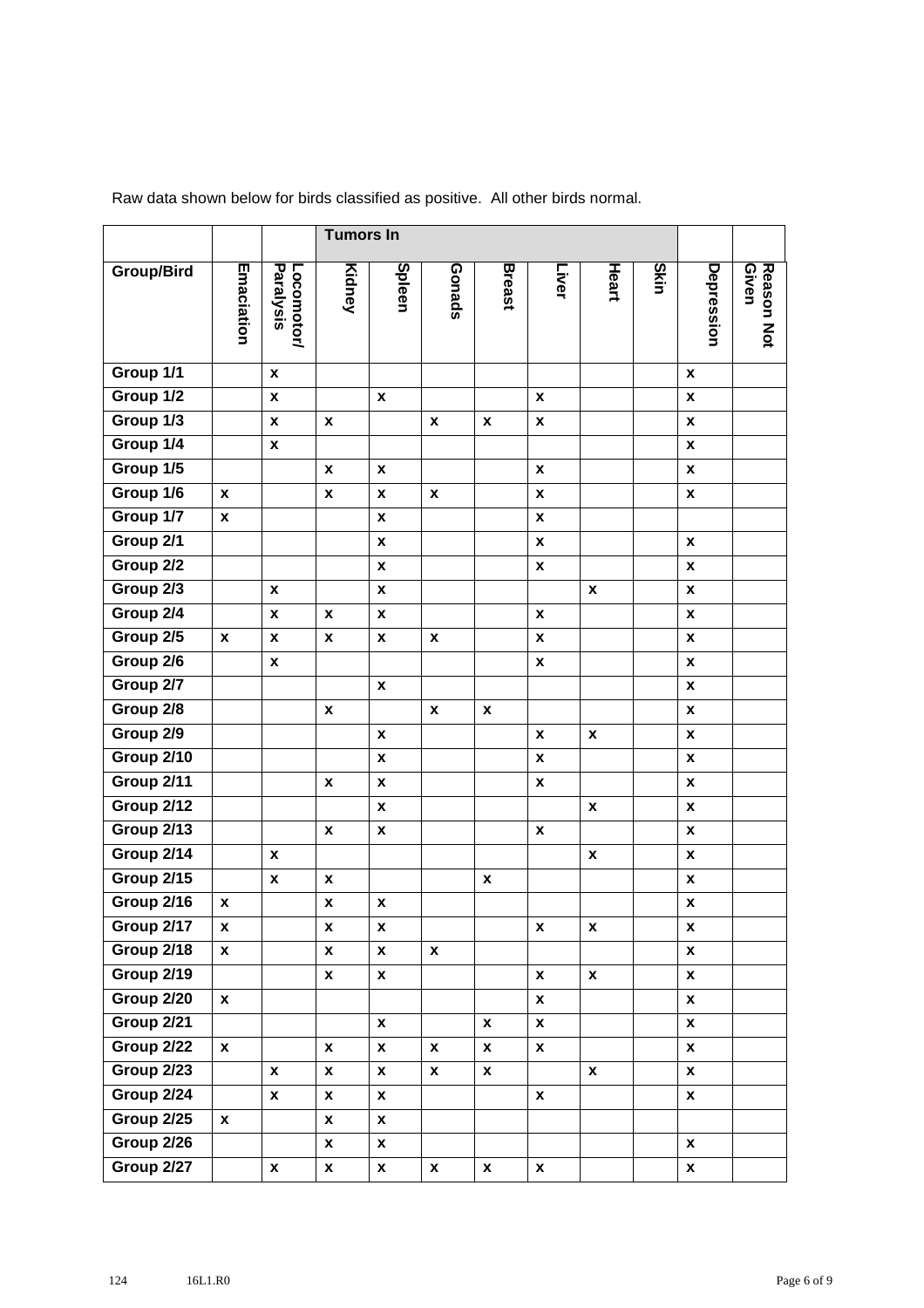Raw data shown below for birds classified as positive. All other birds normal.

| | | | Tumors In | | | | | | | | |
|---|---|---|---|---|---|---|---|---|---|---|---|
| Group/Bird | Emaciation | Locomotor/ Paralysis | Kidney | Spleen | Gonads | Breast | Liver | Heart | Skin | Depression | Reason Not Given |
| Group 1/1 | | x | | | | | | | | x | |
| Group 1/2 | | x | | x | | | x | | | x | |
| Group 1/3 | | x | x | | x | x | x | | | x | |
| Group 1/4 | | x | | | | | | | | x | |
| Group 1/5 | | | x | x | | | x | | | x | |
| Group 1/6 | x | | x | x | x | | x | | | x | |
| Group 1/7 | x | | | x | | | x | | | | |
| Group 2/1 | | | | x | | | x | | | x | |
| Group 2/2 | | | | x | | | x | | | x | |
| Group 2/3 | | x | | x | | | | x | | x | |
| Group 2/4 | | x | x | x | | | x | | | x | |
| Group 2/5 | x | x | x | x | x | | x | | | x | |
| Group 2/6 | | x | | | | | x | | | x | |
| Group 2/7 | | | | x | | | | | | x | |
| Group 2/8 | | | x | | x | x | | | | x | |
| Group 2/9 | | | | x | | | x | x | | x | |
| Group 2/10 | | | | x | | | x | | | x | |
| Group 2/11 | | | x | x | | | x | | | x | |
| Group 2/12 | | | | x | | | | x | | x | |
| Group 2/13 | | | x | x | | | x | | | x | |
| Group 2/14 | | x | | | | | | x | | x | |
| Group 2/15 | | x | x | | | x | | | | x | |
| Group 2/16 | x | | x | x | | | | | | x | |
| Group 2/17 | x | | x | x | | | x | x | | x | |
| Group 2/18 | x | | x | x | x | | | | | x | |
| Group 2/19 | | | x | x | | | x | x | | x | |
| Group 2/20 | x | | | | | | x | | | x | |
| Group 2/21 | | | | x | | x | x | | | x | |
| Group 2/22 | x | | x | x | x | x | x | | | x | |
| Group 2/23 | | x | x | x | x | x | | x | | x | |
| Group 2/24 | | x | x | x | | | x | | | x | |
| Group 2/25 | x | | x | x | | | | | | | |
| Group 2/26 | | | x | x | | | | | | x | |
| Group 2/27 | | x | x | x | x | x | x | | | x | |

124 16L1.R0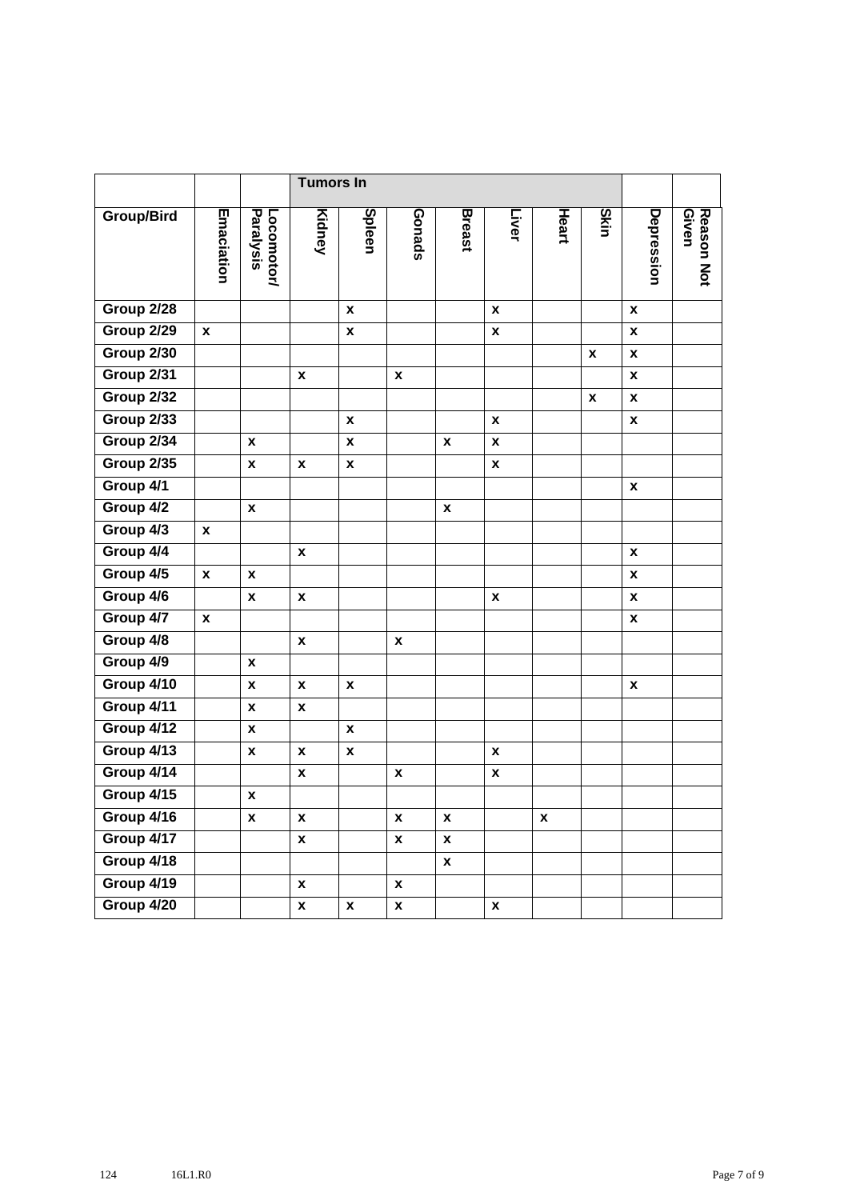| | | | Tumors In | | | | | | | | |
|---|---|---|---|---|---|---|---|---|---|---|---|
| Group/Bird | Emaciation | Locomotor/ Paralysis | Kidney | Spleen | Gonads | Breast | Liver | Heart | Skin | Depression | Reason Not Given |
| Group 2/28 | | | | x | | | x | | | x | |
| Group 2/29 | x | | | x | | | x | | | x | |
| Group 2/30 | | | | | | | | | x | x | |
| Group 2/31 | | | x | | x | | | | | x | |
| Group 2/32 | | | | | | | | | x | x | |
| Group 2/33 | | | | x | | | x | | | x | |
| Group 2/34 | | x | | x | | x | x | | | | |
| Group 2/35 | | x | x | x | | | x | | | | |
| Group 4/1 | | | | | | | | | | x | |
| Group 4/2 | | x | | | | x | | | | | |
| Group 4/3 | x | | | | | | | | | | |
| Group 4/4 | | | x | | | | | | | x | |
| Group 4/5 | x | x | | | | | | | | x | |
| Group 4/6 | | x | x | | | | x | | | x | |
| Group 4/7 | x | | | | | | | | | x | |
| Group 4/8 | | | x | | x | | | | | | |
| Group 4/9 | | x | | | | | | | | | |
| Group 4/10 | | x | x | x | | | | | | x | |
| Group 4/11 | | x | x | | | | | | | | |
| Group 4/12 | | x | | x | | | | | | | |
| Group 4/13 | | x | x | x | | | x | | | | |
| Group 4/14 | | | x | | x | | x | | | | |
| Group 4/15 | | x | | | | | | | | | |
| Group 4/16 | | x | x | | x | x | | x | | | |
| Group 4/17 | | | x | | x | x | | | | | |
| Group 4/18 | | | | | | x | | | | | |
| Group 4/19 | | | x | | x | | | | | | |
| Group 4/20 | | | x | x | x | | x | | | | |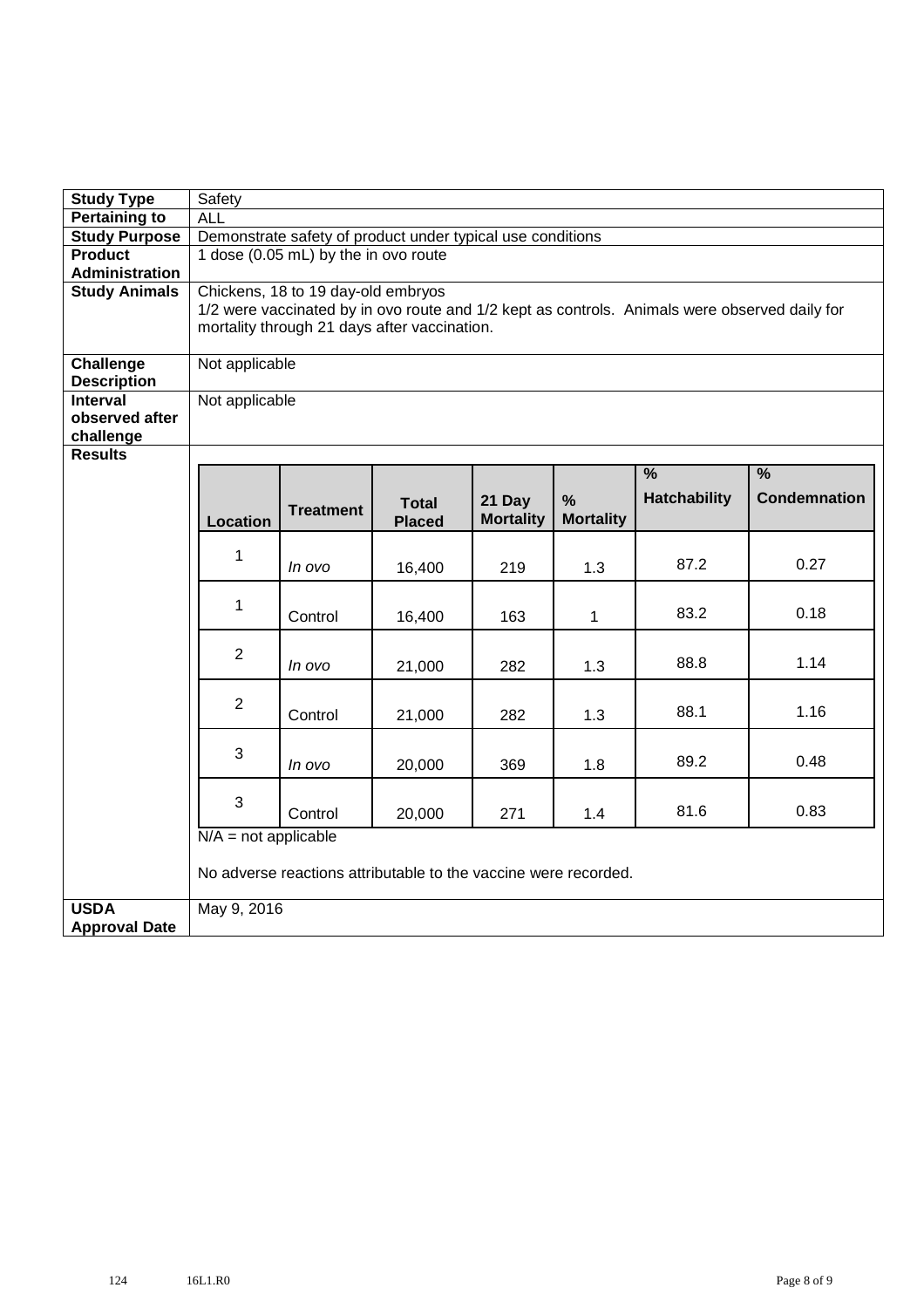| Study Type | Safety |
|---|---|
| Pertaining to | ALL |
| Study Purpose | Demonstrate safety of product under typical use conditions |
| Product Administration | 1 dose (0.05 mL) by the in ovo route |
| Study Animals | Chickens, 18 to 19 day-old embryos<br>1/2 were vaccinated by in ovo route and 1/2 kept as controls. Animals were observed daily for mortality through 21 days after vaccination. |
| Challenge Description | Not applicable |
| Interval observed after challenge | Not applicable |
| Results | See table below |

| Location | Treatment | Total Placed | 21 Day Mortality | % Mortality | % Hatchability | % Condemnation |
|---|---|---|---|---|---|---|
| 1 | *In ovo* | 16,400 | 219 | 1.3 | 87.2 | 0.27 |
| 1 | Control | 16,400 | 163 | 1 | 83.2 | 0.18 |
| 2 | *In ovo* | 21,000 | 282 | 1.3 | 88.8 | 1.14 |
| 2 | Control | 21,000 | 282 | 1.3 | 88.1 | 1.16 |
| 3 | *In ovo* | 20,000 | 369 | 1.8 | 89.2 | 0.48 |
| 3 | Control | 20,000 | 271 | 1.4 | 81.6 | 0.83 |

N/A = not applicable

No adverse reactions attributable to the vaccine were recorded.

| USDA Approval Date | May 9, 2016 |
|---|---|

124 16L1.R0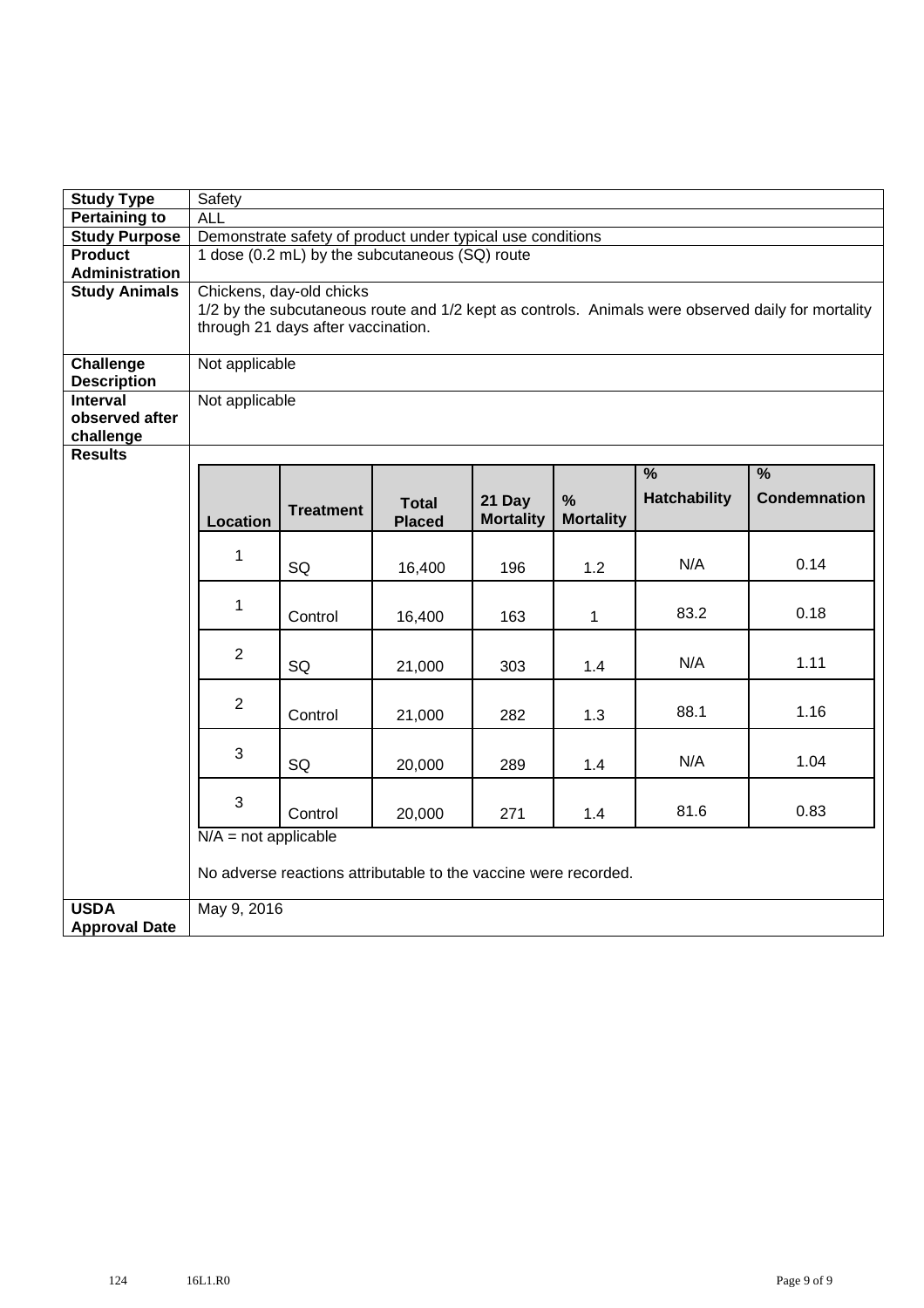| | |
|---|---|
| **Study Type** | Safety |
| **Pertaining to** | ALL |
| **Study Purpose** | Demonstrate safety of product under typical use conditions |
| **Product Administration** | 1 dose (0.2 mL) by the subcutaneous (SQ) route |
| **Study Animals** | Chickens, day-old chicks<br>1/2 by the subcutaneous route and 1/2 kept as controls. Animals were observed daily for mortality through 21 days after vaccination. |
| **Challenge Description** | Not applicable |
| **Interval observed after challenge** | Not applicable |
| **Results** | See table below |
| **USDA Approval Date** | May 9, 2016 |

**Results:**

| Location | Treatment | Total Placed | 21 Day Mortality | % Mortality | % Hatchability | % Condemnation |
|---|---|---|---|---|---|---|
| 1 | SQ | 16,400 | 196 | 1.2 | N/A | 0.14 |
| 1 | Control | 16,400 | 163 | 1 | 83.2 | 0.18 |
| 2 | SQ | 21,000 | 303 | 1.4 | N/A | 1.11 |
| 2 | Control | 21,000 | 282 | 1.3 | 88.1 | 1.16 |
| 3 | SQ | 20,000 | 289 | 1.4 | N/A | 1.04 |
| 3 | Control | 20,000 | 271 | 1.4 | 81.6 | 0.83 |

N/A = not applicable

No adverse reactions attributable to the vaccine were recorded.

124 16L1.R0